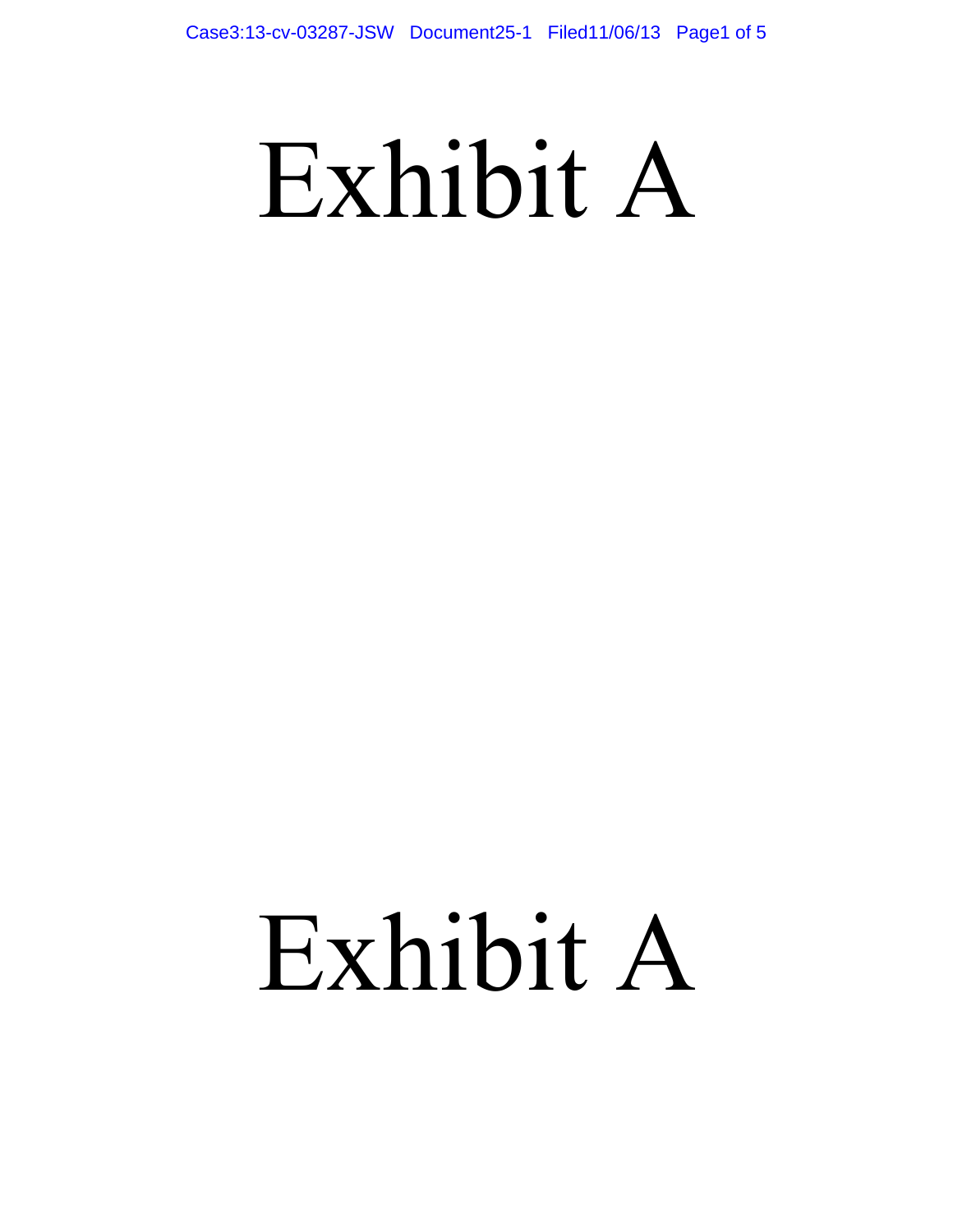# Exhibit A

# Exhibit A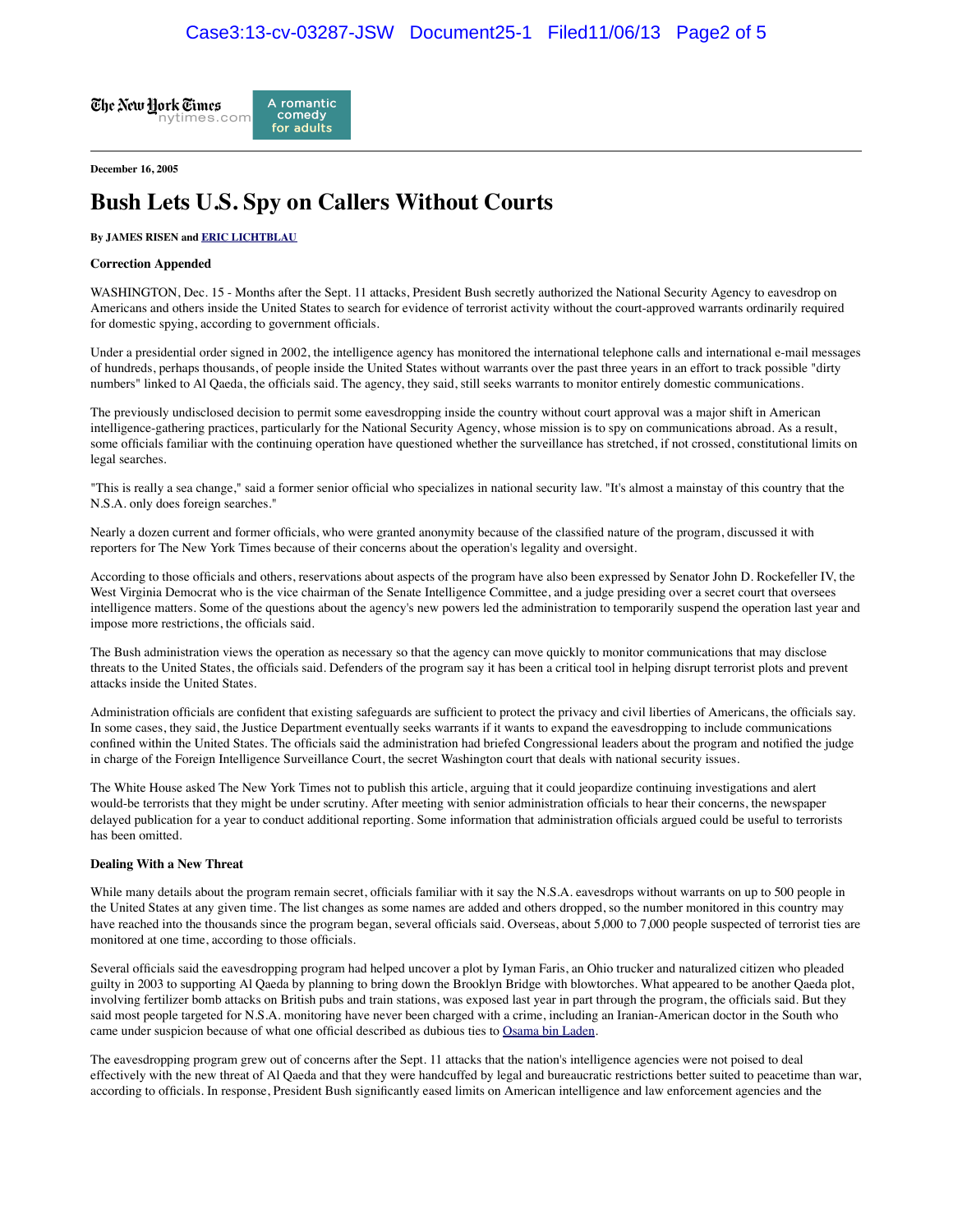The New York Times
nytimes.com

A romantic comedy for adults

December 16, 2005

# Bush Lets U.S. Spy on Callers Without Courts

**By JAMES RISEN and ERIC LICHTBLAU**

**Correction Appended**

WASHINGTON, Dec. 15 - Months after the Sept. 11 attacks, President Bush secretly authorized the National Security Agency to eavesdrop on Americans and others inside the United States to search for evidence of terrorist activity without the court-approved warrants ordinarily required for domestic spying, according to government officials.

Under a presidential order signed in 2002, the intelligence agency has monitored the international telephone calls and international e-mail messages of hundreds, perhaps thousands, of people inside the United States without warrants over the past three years in an effort to track possible "dirty numbers" linked to Al Qaeda, the officials said. The agency, they said, still seeks warrants to monitor entirely domestic communications.

The previously undisclosed decision to permit some eavesdropping inside the country without court approval was a major shift in American intelligence-gathering practices, particularly for the National Security Agency, whose mission is to spy on communications abroad. As a result, some officials familiar with the continuing operation have questioned whether the surveillance has stretched, if not crossed, constitutional limits on legal searches.

"This is really a sea change," said a former senior official who specializes in national security law. "It's almost a mainstay of this country that the N.S.A. only does foreign searches."

Nearly a dozen current and former officials, who were granted anonymity because of the classified nature of the program, discussed it with reporters for The New York Times because of their concerns about the operation's legality and oversight.

According to those officials and others, reservations about aspects of the program have also been expressed by Senator John D. Rockefeller IV, the West Virginia Democrat who is the vice chairman of the Senate Intelligence Committee, and a judge presiding over a secret court that oversees intelligence matters. Some of the questions about the agency's new powers led the administration to temporarily suspend the operation last year and impose more restrictions, the officials said.

The Bush administration views the operation as necessary so that the agency can move quickly to monitor communications that may disclose threats to the United States, the officials said. Defenders of the program say it has been a critical tool in helping disrupt terrorist plots and prevent attacks inside the United States.

Administration officials are confident that existing safeguards are sufficient to protect the privacy and civil liberties of Americans, the officials say. In some cases, they said, the Justice Department eventually seeks warrants if it wants to expand the eavesdropping to include communications confined within the United States. The officials said the administration had briefed Congressional leaders about the program and notified the judge in charge of the Foreign Intelligence Surveillance Court, the secret Washington court that deals with national security issues.

The White House asked The New York Times not to publish this article, arguing that it could jeopardize continuing investigations and alert would-be terrorists that they might be under scrutiny. After meeting with senior administration officials to hear their concerns, the newspaper delayed publication for a year to conduct additional reporting. Some information that administration officials argued could be useful to terrorists has been omitted.

**Dealing With a New Threat**

While many details about the program remain secret, officials familiar with it say the N.S.A. eavesdrops without warrants on up to 500 people in the United States at any given time. The list changes as some names are added and others dropped, so the number monitored in this country may have reached into the thousands since the program began, several officials said. Overseas, about 5,000 to 7,000 people suspected of terrorist ties are monitored at one time, according to those officials.

Several officials said the eavesdropping program had helped uncover a plot by Iyman Faris, an Ohio trucker and naturalized citizen who pleaded guilty in 2003 to supporting Al Qaeda by planning to bring down the Brooklyn Bridge with blowtorches. What appeared to be another Qaeda plot, involving fertilizer bomb attacks on British pubs and train stations, was exposed last year in part through the program, the officials said. But they said most people targeted for N.S.A. monitoring have never been charged with a crime, including an Iranian-American doctor in the South who came under suspicion because of what one official described as dubious ties to Osama bin Laden.

The eavesdropping program grew out of concerns after the Sept. 11 attacks that the nation's intelligence agencies were not poised to deal effectively with the new threat of Al Qaeda and that they were handcuffed by legal and bureaucratic restrictions better suited to peacetime than war, according to officials. In response, President Bush significantly eased limits on American intelligence and law enforcement agencies and the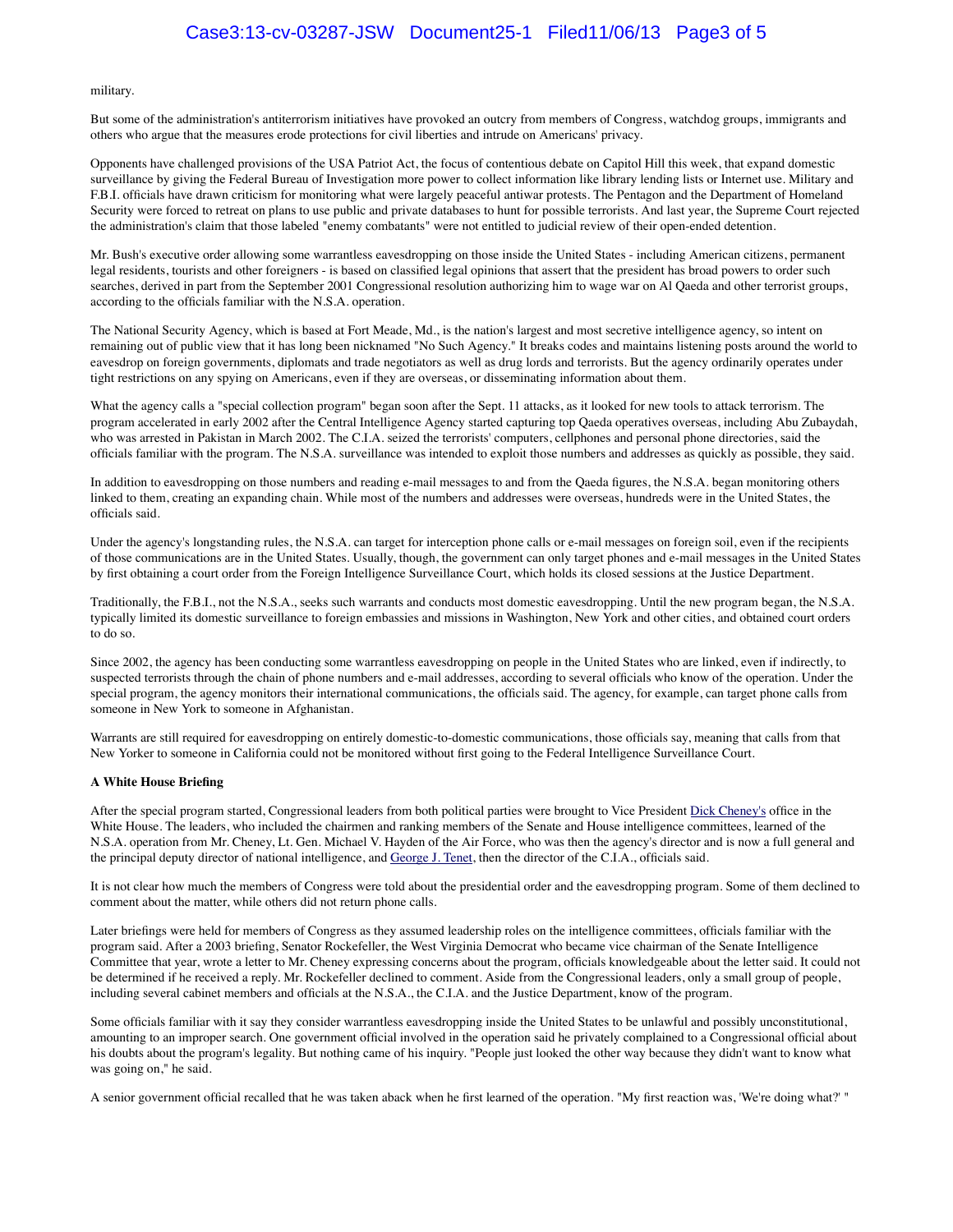military.

But some of the administration's antiterrorism initiatives have provoked an outcry from members of Congress, watchdog groups, immigrants and others who argue that the measures erode protections for civil liberties and intrude on Americans' privacy.

Opponents have challenged provisions of the USA Patriot Act, the focus of contentious debate on Capitol Hill this week, that expand domestic surveillance by giving the Federal Bureau of Investigation more power to collect information like library lending lists or Internet use. Military and F.B.I. officials have drawn criticism for monitoring what were largely peaceful antiwar protests. The Pentagon and the Department of Homeland Security were forced to retreat on plans to use public and private databases to hunt for possible terrorists. And last year, the Supreme Court rejected the administration's claim that those labeled "enemy combatants" were not entitled to judicial review of their open-ended detention.

Mr. Bush's executive order allowing some warrantless eavesdropping on those inside the United States - including American citizens, permanent legal residents, tourists and other foreigners - is based on classified legal opinions that assert that the president has broad powers to order such searches, derived in part from the September 2001 Congressional resolution authorizing him to wage war on Al Qaeda and other terrorist groups, according to the officials familiar with the N.S.A. operation.

The National Security Agency, which is based at Fort Meade, Md., is the nation's largest and most secretive intelligence agency, so intent on remaining out of public view that it has long been nicknamed "No Such Agency." It breaks codes and maintains listening posts around the world to eavesdrop on foreign governments, diplomats and trade negotiators as well as drug lords and terrorists. But the agency ordinarily operates under tight restrictions on any spying on Americans, even if they are overseas, or disseminating information about them.

What the agency calls a "special collection program" began soon after the Sept. 11 attacks, as it looked for new tools to attack terrorism. The program accelerated in early 2002 after the Central Intelligence Agency started capturing top Qaeda operatives overseas, including Abu Zubaydah, who was arrested in Pakistan in March 2002. The C.I.A. seized the terrorists' computers, cellphones and personal phone directories, said the officials familiar with the program. The N.S.A. surveillance was intended to exploit those numbers and addresses as quickly as possible, they said.

In addition to eavesdropping on those numbers and reading e-mail messages to and from the Qaeda figures, the N.S.A. began monitoring others linked to them, creating an expanding chain. While most of the numbers and addresses were overseas, hundreds were in the United States, the officials said.

Under the agency's longstanding rules, the N.S.A. can target for interception phone calls or e-mail messages on foreign soil, even if the recipients of those communications are in the United States. Usually, though, the government can only target phones and e-mail messages in the United States by first obtaining a court order from the Foreign Intelligence Surveillance Court, which holds its closed sessions at the Justice Department.

Traditionally, the F.B.I., not the N.S.A., seeks such warrants and conducts most domestic eavesdropping. Until the new program began, the N.S.A. typically limited its domestic surveillance to foreign embassies and missions in Washington, New York and other cities, and obtained court orders to do so.

Since 2002, the agency has been conducting some warrantless eavesdropping on people in the United States who are linked, even if indirectly, to suspected terrorists through the chain of phone numbers and e-mail addresses, according to several officials who know of the operation. Under the special program, the agency monitors their international communications, the officials said. The agency, for example, can target phone calls from someone in New York to someone in Afghanistan.

Warrants are still required for eavesdropping on entirely domestic-to-domestic communications, those officials say, meaning that calls from that New Yorker to someone in California could not be monitored without first going to the Federal Intelligence Surveillance Court.

**A White House Briefing**

After the special program started, Congressional leaders from both political parties were brought to Vice President Dick Cheney's office in the White House. The leaders, who included the chairmen and ranking members of the Senate and House intelligence committees, learned of the N.S.A. operation from Mr. Cheney, Lt. Gen. Michael V. Hayden of the Air Force, who was then the agency's director and is now a full general and the principal deputy director of national intelligence, and George J. Tenet, then the director of the C.I.A., officials said.

It is not clear how much the members of Congress were told about the presidential order and the eavesdropping program. Some of them declined to comment about the matter, while others did not return phone calls.

Later briefings were held for members of Congress as they assumed leadership roles on the intelligence committees, officials familiar with the program said. After a 2003 briefing, Senator Rockefeller, the West Virginia Democrat who became vice chairman of the Senate Intelligence Committee that year, wrote a letter to Mr. Cheney expressing concerns about the program, officials knowledgeable about the letter said. It could not be determined if he received a reply. Mr. Rockefeller declined to comment. Aside from the Congressional leaders, only a small group of people, including several cabinet members and officials at the N.S.A., the C.I.A. and the Justice Department, know of the program.

Some officials familiar with it say they consider warrantless eavesdropping inside the United States to be unlawful and possibly unconstitutional, amounting to an improper search. One government official involved in the operation said he privately complained to a Congressional official about his doubts about the program's legality. But nothing came of his inquiry. "People just looked the other way because they didn't want to know what was going on," he said.

A senior government official recalled that he was taken aback when he first learned of the operation. "My first reaction was, 'We're doing what?' "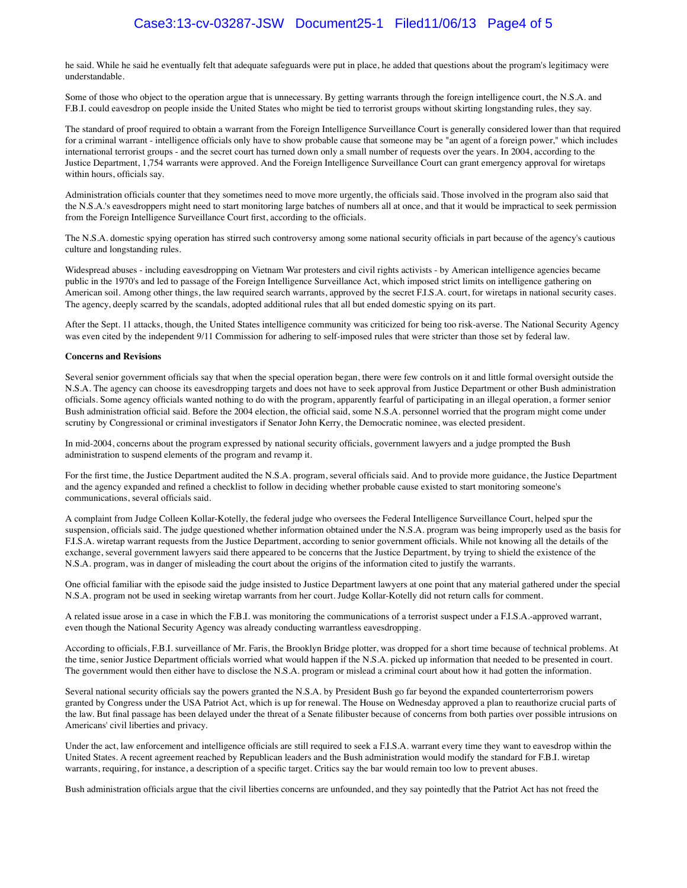he said. While he said he eventually felt that adequate safeguards were put in place, he added that questions about the program's legitimacy were understandable.

Some of those who object to the operation argue that is unnecessary. By getting warrants through the foreign intelligence court, the N.S.A. and F.B.I. could eavesdrop on people inside the United States who might be tied to terrorist groups without skirting longstanding rules, they say.

The standard of proof required to obtain a warrant from the Foreign Intelligence Surveillance Court is generally considered lower than that required for a criminal warrant - intelligence officials only have to show probable cause that someone may be "an agent of a foreign power," which includes international terrorist groups - and the secret court has turned down only a small number of requests over the years. In 2004, according to the Justice Department, 1,754 warrants were approved. And the Foreign Intelligence Surveillance Court can grant emergency approval for wiretaps within hours, officials say.

Administration officials counter that they sometimes need to move more urgently, the officials said. Those involved in the program also said that the N.S.A.'s eavesdroppers might need to start monitoring large batches of numbers all at once, and that it would be impractical to seek permission from the Foreign Intelligence Surveillance Court first, according to the officials.

The N.S.A. domestic spying operation has stirred such controversy among some national security officials in part because of the agency's cautious culture and longstanding rules.

Widespread abuses - including eavesdropping on Vietnam War protesters and civil rights activists - by American intelligence agencies became public in the 1970's and led to passage of the Foreign Intelligence Surveillance Act, which imposed strict limits on intelligence gathering on American soil. Among other things, the law required search warrants, approved by the secret F.I.S.A. court, for wiretaps in national security cases. The agency, deeply scarred by the scandals, adopted additional rules that all but ended domestic spying on its part.

After the Sept. 11 attacks, though, the United States intelligence community was criticized for being too risk-averse. The National Security Agency was even cited by the independent 9/11 Commission for adhering to self-imposed rules that were stricter than those set by federal law.

**Concerns and Revisions**

Several senior government officials say that when the special operation began, there were few controls on it and little formal oversight outside the N.S.A. The agency can choose its eavesdropping targets and does not have to seek approval from Justice Department or other Bush administration officials. Some agency officials wanted nothing to do with the program, apparently fearful of participating in an illegal operation, a former senior Bush administration official said. Before the 2004 election, the official said, some N.S.A. personnel worried that the program might come under scrutiny by Congressional or criminal investigators if Senator John Kerry, the Democratic nominee, was elected president.

In mid-2004, concerns about the program expressed by national security officials, government lawyers and a judge prompted the Bush administration to suspend elements of the program and revamp it.

For the first time, the Justice Department audited the N.S.A. program, several officials said. And to provide more guidance, the Justice Department and the agency expanded and refined a checklist to follow in deciding whether probable cause existed to start monitoring someone's communications, several officials said.

A complaint from Judge Colleen Kollar-Kotelly, the federal judge who oversees the Federal Intelligence Surveillance Court, helped spur the suspension, officials said. The judge questioned whether information obtained under the N.S.A. program was being improperly used as the basis for F.I.S.A. wiretap warrant requests from the Justice Department, according to senior government officials. While not knowing all the details of the exchange, several government lawyers said there appeared to be concerns that the Justice Department, by trying to shield the existence of the N.S.A. program, was in danger of misleading the court about the origins of the information cited to justify the warrants.

One official familiar with the episode said the judge insisted to Justice Department lawyers at one point that any material gathered under the special N.S.A. program not be used in seeking wiretap warrants from her court. Judge Kollar-Kotelly did not return calls for comment.

A related issue arose in a case in which the F.B.I. was monitoring the communications of a terrorist suspect under a F.I.S.A.-approved warrant, even though the National Security Agency was already conducting warrantless eavesdropping.

According to officials, F.B.I. surveillance of Mr. Faris, the Brooklyn Bridge plotter, was dropped for a short time because of technical problems. At the time, senior Justice Department officials worried what would happen if the N.S.A. picked up information that needed to be presented in court. The government would then either have to disclose the N.S.A. program or mislead a criminal court about how it had gotten the information.

Several national security officials say the powers granted the N.S.A. by President Bush go far beyond the expanded counterterrorism powers granted by Congress under the USA Patriot Act, which is up for renewal. The House on Wednesday approved a plan to reauthorize crucial parts of the law. But final passage has been delayed under the threat of a Senate filibuster because of concerns from both parties over possible intrusions on Americans' civil liberties and privacy.

Under the act, law enforcement and intelligence officials are still required to seek a F.I.S.A. warrant every time they want to eavesdrop within the United States. A recent agreement reached by Republican leaders and the Bush administration would modify the standard for F.B.I. wiretap warrants, requiring, for instance, a description of a specific target. Critics say the bar would remain too low to prevent abuses.

Bush administration officials argue that the civil liberties concerns are unfounded, and they say pointedly that the Patriot Act has not freed the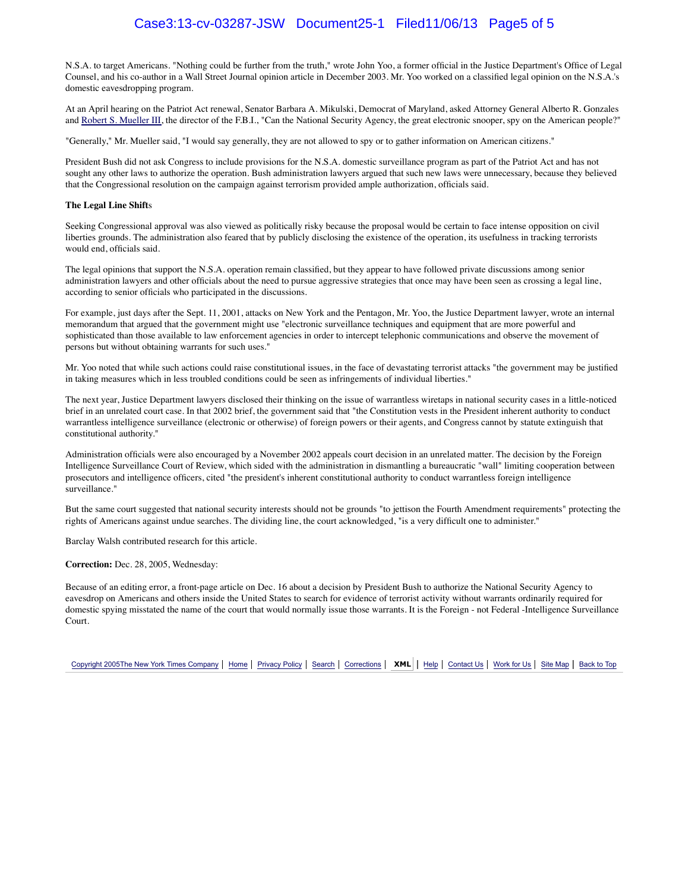N.S.A. to target Americans. "Nothing could be further from the truth," wrote John Yoo, a former official in the Justice Department's Office of Legal Counsel, and his co-author in a Wall Street Journal opinion article in December 2003. Mr. Yoo worked on a classified legal opinion on the N.S.A.'s domestic eavesdropping program.

At an April hearing on the Patriot Act renewal, Senator Barbara A. Mikulski, Democrat of Maryland, asked Attorney General Alberto R. Gonzales and Robert S. Mueller III, the director of the F.B.I., "Can the National Security Agency, the great electronic snooper, spy on the American people?"

"Generally," Mr. Mueller said, "I would say generally, they are not allowed to spy or to gather information on American citizens."

President Bush did not ask Congress to include provisions for the N.S.A. domestic surveillance program as part of the Patriot Act and has not sought any other laws to authorize the operation. Bush administration lawyers argued that such new laws were unnecessary, because they believed that the Congressional resolution on the campaign against terrorism provided ample authorization, officials said.

**The Legal Line Shifts**

Seeking Congressional approval was also viewed as politically risky because the proposal would be certain to face intense opposition on civil liberties grounds. The administration also feared that by publicly disclosing the existence of the operation, its usefulness in tracking terrorists would end, officials said.

The legal opinions that support the N.S.A. operation remain classified, but they appear to have followed private discussions among senior administration lawyers and other officials about the need to pursue aggressive strategies that once may have been seen as crossing a legal line, according to senior officials who participated in the discussions.

For example, just days after the Sept. 11, 2001, attacks on New York and the Pentagon, Mr. Yoo, the Justice Department lawyer, wrote an internal memorandum that argued that the government might use "electronic surveillance techniques and equipment that are more powerful and sophisticated than those available to law enforcement agencies in order to intercept telephonic communications and observe the movement of persons but without obtaining warrants for such uses."

Mr. Yoo noted that while such actions could raise constitutional issues, in the face of devastating terrorist attacks "the government may be justified in taking measures which in less troubled conditions could be seen as infringements of individual liberties."

The next year, Justice Department lawyers disclosed their thinking on the issue of warrantless wiretaps in national security cases in a little-noticed brief in an unrelated court case. In that 2002 brief, the government said that "the Constitution vests in the President inherent authority to conduct warrantless intelligence surveillance (electronic or otherwise) of foreign powers or their agents, and Congress cannot by statute extinguish that constitutional authority."

Administration officials were also encouraged by a November 2002 appeals court decision in an unrelated matter. The decision by the Foreign Intelligence Surveillance Court of Review, which sided with the administration in dismantling a bureaucratic "wall" limiting cooperation between prosecutors and intelligence officers, cited "the president's inherent constitutional authority to conduct warrantless foreign intelligence surveillance."

But the same court suggested that national security interests should not be grounds "to jettison the Fourth Amendment requirements" protecting the rights of Americans against undue searches. The dividing line, the court acknowledged, "is a very difficult one to administer."

Barclay Walsh contributed research for this article.

**Correction:** Dec. 28, 2005, Wednesday:

Because of an editing error, a front-page article on Dec. 16 about a decision by President Bush to authorize the National Security Agency to eavesdrop on Americans and others inside the United States to search for evidence of terrorist activity without warrants ordinarily required for domestic spying misstated the name of the court that would normally issue those warrants. It is the Foreign - not Federal -Intelligence Surveillance Court.

Copyright 2005The New York Times Company | Home | Privacy Policy | Search | Corrections | XML | Help | Contact Us | Work for Us | Site Map | Back to Top